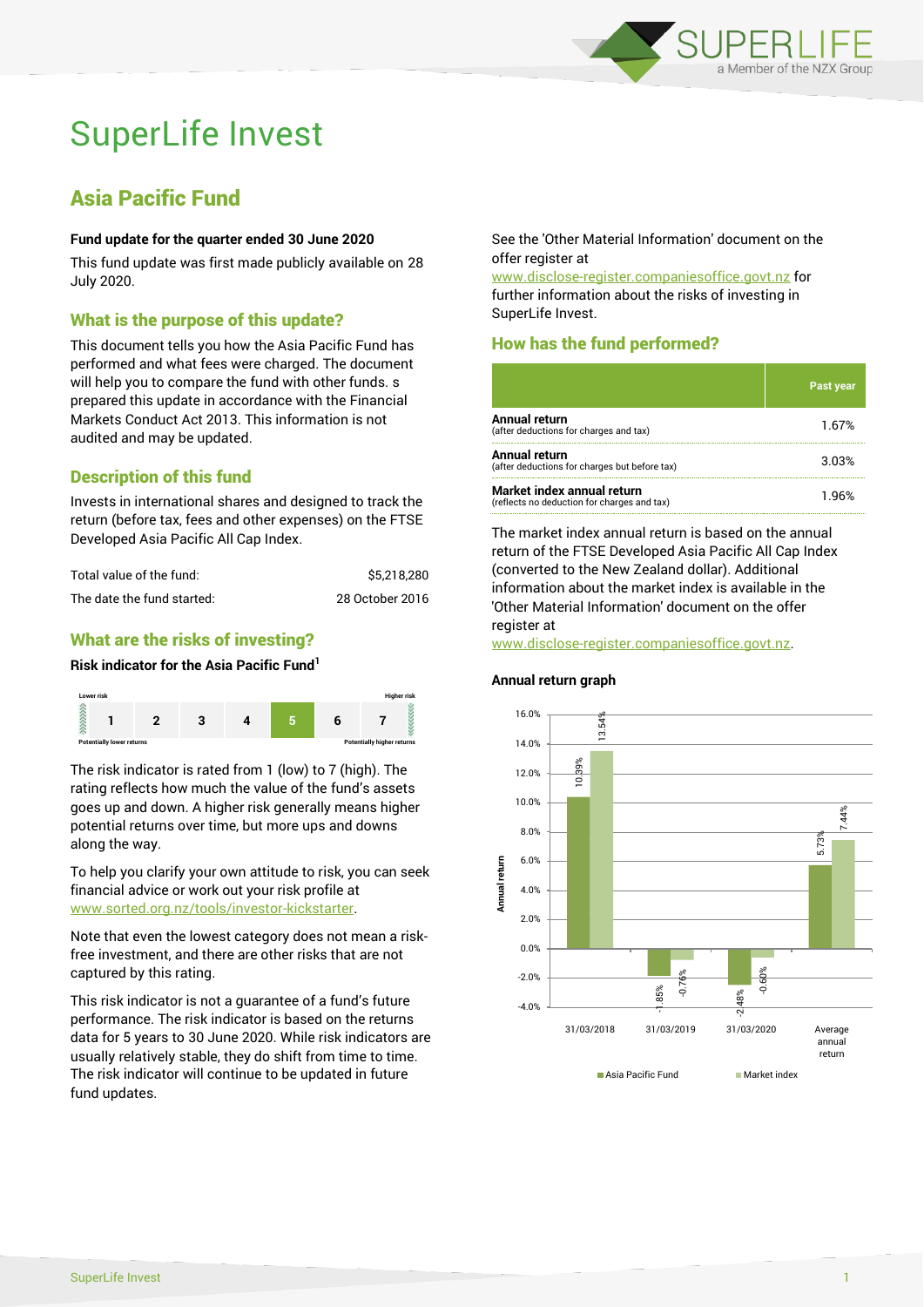# SuperLife Invest

## Asia Pacific Fund

**Fund update for the quarter ended 30 June 2020**

This fund update was first made publicly available on 28 July 2020.

### What is the purpose of this update?

This document tells you how the Asia Pacific Fund has performed and what fees were charged. The document will help you to compare the fund with other funds. s prepared this update in accordance with the Financial Markets Conduct Act 2013. This information is not audited and may be updated.

### Description of this fund

Invests in international shares and designed to track the return (before tax, fees and other expenses) on the FTSE Developed Asia Pacific All Cap Index.

| | |
|---|---|
| Total value of the fund: | $5,218,280 |
| The date the fund started: | 28 October 2016 |

### What are the risks of investing?

**Risk indicator for the Asia Pacific Fund[1]**

| Lower risk | | | | | | Higher risk |
|---|---|---|---|---|---|---|
| 1 | 2 | 3 | 4 | **5** | 6 | 7 |
| Potentially lower returns | | | | | | Potentially higher returns |

The risk indicator is rated from 1 (low) to 7 (high). The rating reflects how much the value of the fund's assets goes up and down. A higher risk generally means higher potential returns over time, but more ups and downs along the way.

To help you clarify your own attitude to risk, you can seek financial advice or work out your risk profile at www.sorted.org.nz/tools/investor-kickstarter.

Note that even the lowest category does not mean a risk-free investment, and there are other risks that are not captured by this rating.

This risk indicator is not a guarantee of a fund's future performance. The risk indicator is based on the returns data for 5 years to 30 June 2020. While risk indicators are usually relatively stable, they do shift from time to time. The risk indicator will continue to be updated in future fund updates.

See the 'Other Material Information' document on the offer register at www.disclose-register.companiesoffice.govt.nz for further information about the risks of investing in SuperLife Invest.

### How has the fund performed?

| | Past year |
|---|---|
| **Annual return** (after deductions for charges and tax) | 1.67% |
| **Annual return** (after deductions for charges but before tax) | 3.03% |
| **Market index annual return** (reflects no deduction for charges and tax) | 1.96% |

The market index annual return is based on the annual return of the FTSE Developed Asia Pacific All Cap Index (converted to the New Zealand dollar). Additional information about the market index is available in the 'Other Material Information' document on the offer register at www.disclose-register.companiesoffice.govt.nz.

**Annual return graph**

| | Asia Pacific Fund | Market index |
|---|---|---|
| 31/03/2018 | 10.39% | 13.54% |
| 31/03/2019 | -1.85% | -0.76% |
| 31/03/2020 | -2.48% | -0.60% |
| Average annual return | 5.73% | 7.44% |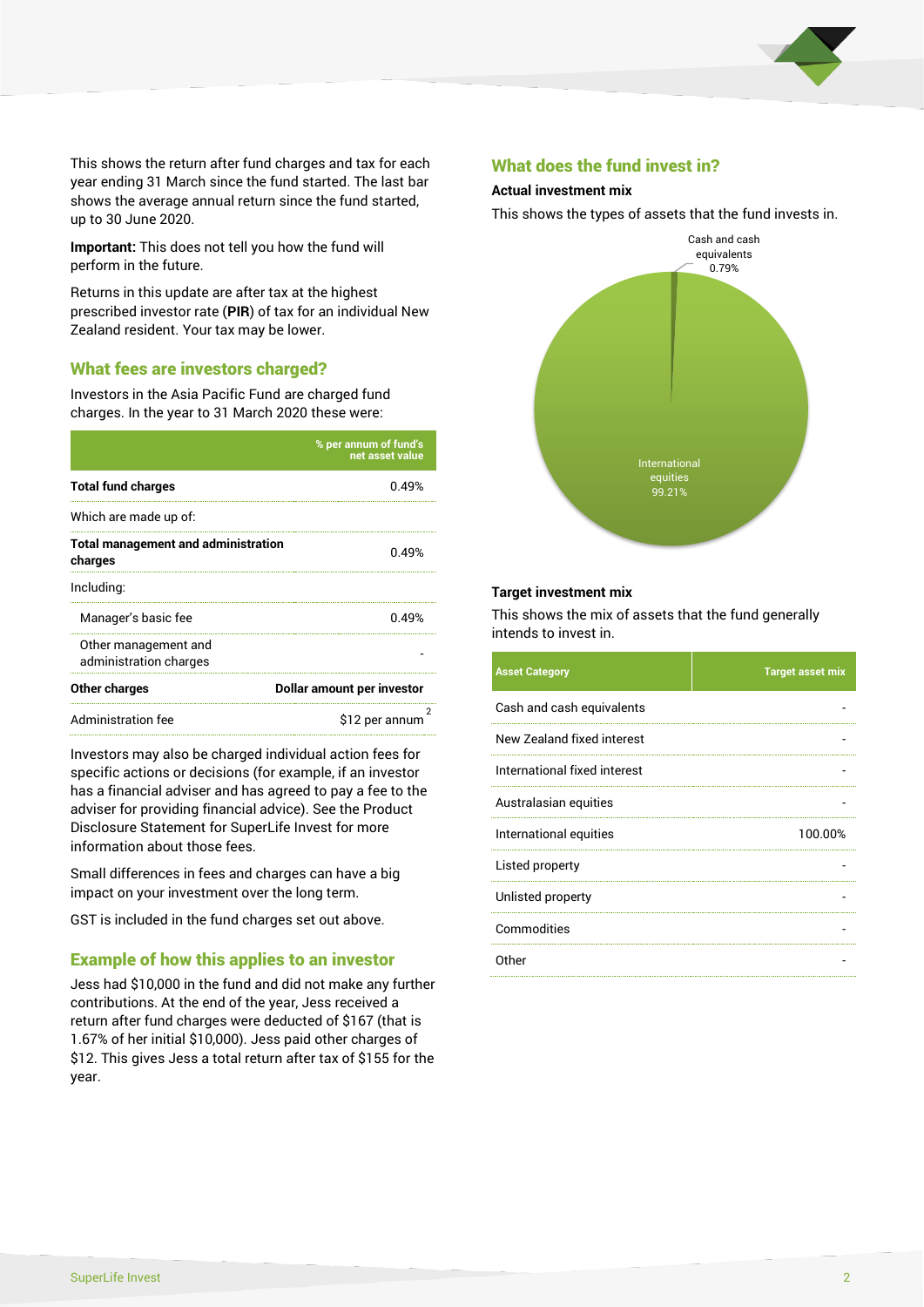This shows the return after fund charges and tax for each year ending 31 March since the fund started. The last bar shows the average annual return since the fund started, up to 30 June 2020.

**Important:** This does not tell you how the fund will perform in the future.

Returns in this update are after tax at the highest prescribed investor rate (**PIR**) of tax for an individual New Zealand resident. Your tax may be lower.

## What fees are investors charged?

Investors in the Asia Pacific Fund are charged fund charges. In the year to 31 March 2020 these were:

| | % per annum of fund's net asset value |
|---|---|
| **Total fund charges** | 0.49% |
| Which are made up of: | |
| **Total management and administration charges** | 0.49% |
| Including: | |
| Manager's basic fee | 0.49% |
| Other management and administration charges | - |
| **Other charges** | **Dollar amount per investor** |
| Administration fee | $12 per annum [2] |

Investors may also be charged individual action fees for specific actions or decisions (for example, if an investor has a financial adviser and has agreed to pay a fee to the adviser for providing financial advice). See the Product Disclosure Statement for SuperLife Invest for more information about those fees.

Small differences in fees and charges can have a big impact on your investment over the long term.

GST is included in the fund charges set out above.

## Example of how this applies to an investor

Jess had $10,000 in the fund and did not make any further contributions. At the end of the year, Jess received a return after fund charges were deducted of $167 (that is 1.67% of her initial $10,000). Jess paid other charges of $12. This gives Jess a total return after tax of $155 for the year.

## What does the fund invest in?

### Actual investment mix

This shows the types of assets that the fund invests in.

Cash and cash equivalents 0.79%

International equities 99.21%

### Target investment mix

This shows the mix of assets that the fund generally intends to invest in.

| Asset Category | Target asset mix |
|---|---|
| Cash and cash equivalents | - |
| New Zealand fixed interest | - |
| International fixed interest | - |
| Australasian equities | - |
| International equities | 100.00% |
| Listed property | - |
| Unlisted property | - |
| Commodities | - |
| Other | - |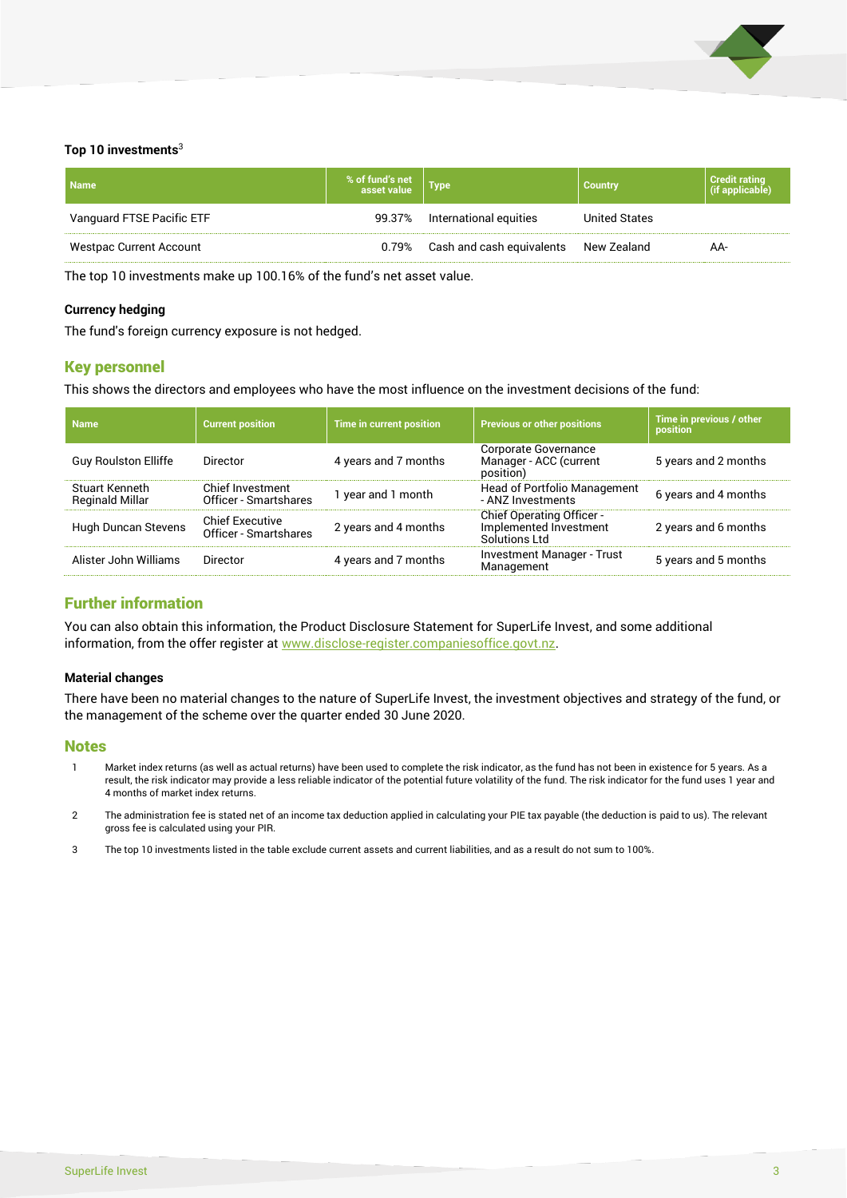### Top 10 investments[3]

| Name | % of fund's net asset value | Type | Country | Credit rating (if applicable) |
|---|---|---|---|---|
| Vanguard FTSE Pacific ETF | 99.37% | International equities | United States | |
| Westpac Current Account | 0.79% | Cash and cash equivalents | New Zealand | AA- |

The top 10 investments make up 100.16% of the fund's net asset value.

### Currency hedging

The fund's foreign currency exposure is not hedged.

## Key personnel

This shows the directors and employees who have the most influence on the investment decisions of the fund:

| Name | Current position | Time in current position | Previous or other positions | Time in previous / other position |
|---|---|---|---|---|
| Guy Roulston Elliffe | Director | 4 years and 7 months | Corporate Governance Manager - ACC (current position) | 5 years and 2 months |
| Stuart Kenneth Reginald Millar | Chief Investment Officer - Smartshares | 1 year and 1 month | Head of Portfolio Management - ANZ Investments | 6 years and 4 months |
| Hugh Duncan Stevens | Chief Executive Officer - Smartshares | 2 years and 4 months | Chief Operating Officer - Implemented Investment Solutions Ltd | 2 years and 6 months |
| Alister John Williams | Director | 4 years and 7 months | Investment Manager - Trust Management | 5 years and 5 months |

## Further information

You can also obtain this information, the Product Disclosure Statement for SuperLife Invest, and some additional information, from the offer register at www.disclose-register.companiesoffice.govt.nz.

### Material changes

There have been no material changes to the nature of SuperLife Invest, the investment objectives and strategy of the fund, or the management of the scheme over the quarter ended 30 June 2020.

## Notes

1. Market index returns (as well as actual returns) have been used to complete the risk indicator, as the fund has not been in existence for 5 years. As a result, the risk indicator may provide a less reliable indicator of the potential future volatility of the fund. The risk indicator for the fund uses 1 year and 4 months of market index returns.
2. The administration fee is stated net of an income tax deduction applied in calculating your PIE tax payable (the deduction is paid to us). The relevant gross fee is calculated using your PIR.
3. The top 10 investments listed in the table exclude current assets and current liabilities, and as a result do not sum to 100%.